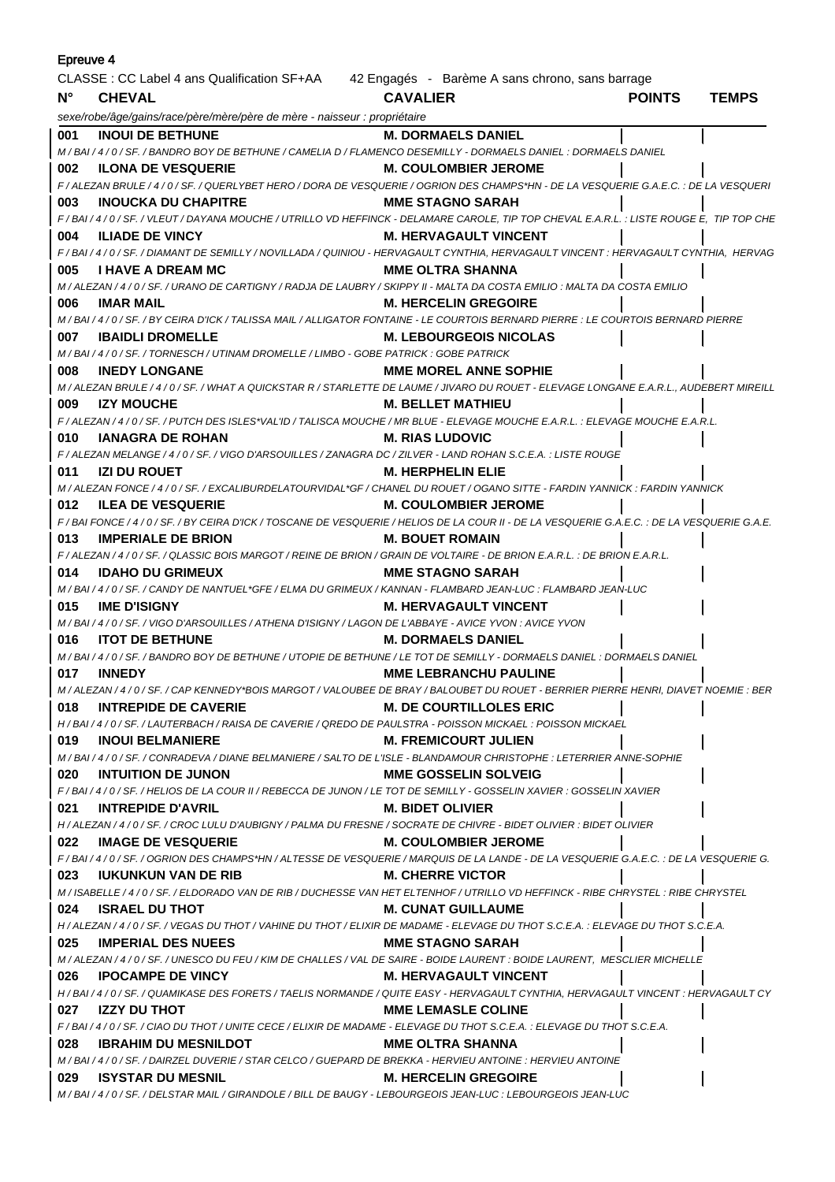Epreuve 4

CLASSE : CC Label 4 ans Qualification SF+AA 42 Engagés - Barème A sans chrono, sans barrage

| N° | CHEVAL | CAVALIER | POINTS | TEMPS |
|---|---|---|---|---|
| | *sexe/robe/âge/gains/race/père/mère/père de mère - naisseur : propriétaire* | | | |
| 001 | **INOUI DE BETHUNE** | **M. DORMAELS DANIEL** | | |
| | *M / BAI / 4 / 0 / SF. / BANDRO BOY DE BETHUNE / CAMELIA D / FLAMENCO DESEMILLY - DORMAELS DANIEL : DORMAELS DANIEL* | | | |
| 002 | **ILONA DE VESQUERIE** | **M. COULOMBIER JEROME** | | |
| | *F / ALEZAN BRULE / 4 / 0 / SF. / QUERLYBET HERO / DORA DE VESQUERIE / OGRION DES CHAMPS\*HN - DE LA VESQUERIE G.A.E.C. : DE LA VESQUERI* | | | |
| 003 | **INOUCKA DU CHAPITRE** | **MME STAGNO SARAH** | | |
| | *F / BAI / 4 / 0 / SF. / VLEUT / DAYANA MOUCHE / UTRILLO VD HEFFINCK - DELAMARE CAROLE, TIP TOP CHEVAL E.A.R.L. : LISTE ROUGE E, TIP TOP CHE* | | | |
| 004 | **ILIADE DE VINCY** | **M. HERVAGAULT VINCENT** | | |
| | *F / BAI / 4 / 0 / SF. / DIAMANT DE SEMILLY / NOVILLADA / QUINIOU - HERVAGAULT CYNTHIA, HERVAGAULT VINCENT : HERVAGAULT CYNTHIA, HERVAG* | | | |
| 005 | **I HAVE A DREAM MC** | **MME OLTRA SHANNA** | | |
| | *M / ALEZAN / 4 / 0 / SF. / URANO DE CARTIGNY / RADJA DE LAUBRY / SKIPPY II - MALTA DA COSTA EMILIO : MALTA DA COSTA EMILIO* | | | |
| 006 | **IMAR MAIL** | **M. HERCELIN GREGOIRE** | | |
| | *M / BAI / 4 / 0 / SF. / BY CEIRA D'ICK / TALISSA MAIL / ALLIGATOR FONTAINE - LE COURTOIS BERNARD PIERRE : LE COURTOIS BERNARD PIERRE* | | | |
| 007 | **IBAIDLI DROMELLE** | **M. LEBOURGEOIS NICOLAS** | | |
| | *M / BAI / 4 / 0 / SF. / TORNESCH / UTINAM DROMELLE / LIMBO - GOBE PATRICK : GOBE PATRICK* | | | |
| 008 | **INEDY LONGANE** | **MME MOREL ANNE SOPHIE** | | |
| | *M / ALEZAN BRULE / 4 / 0 / SF. / WHAT A QUICKSTAR R / STARLETTE DE LAUME / JIVARO DU ROUET - ELEVAGE LONGANE E.A.R.L., AUDEBERT MIREILL* | | | |
| 009 | **IZY MOUCHE** | **M. BELLET MATHIEU** | | |
| | *F / ALEZAN / 4 / 0 / SF. / PUTCH DES ISLES\*VAL'ID / TALISCA MOUCHE / MR BLUE - ELEVAGE MOUCHE E.A.R.L. : ELEVAGE MOUCHE E.A.R.L.* | | | |
| 010 | **IANAGRA DE ROHAN** | **M. RIAS LUDOVIC** | | |
| | *F / ALEZAN MELANGE / 4 / 0 / SF. / VIGO D'ARSOUILLES / ZANAGRA DC / ZILVER - LAND ROHAN S.C.E.A. : LISTE ROUGE* | | | |
| 011 | **IZI DU ROUET** | **M. HERPHELIN ELIE** | | |
| | *M / ALEZAN FONCE / 4 / 0 / SF. / EXCALIBURDELATOURVIDAL\*GF / CHANEL DU ROUET / OGANO SITTE - FARDIN YANNICK : FARDIN YANNICK* | | | |
| 012 | **ILEA DE VESQUERIE** | **M. COULOMBIER JEROME** | | |
| | *F / BAI FONCE / 4 / 0 / SF. / BY CEIRA D'ICK / TOSCANE DE VESQUERIE / HELIOS DE LA COUR II - DE LA VESQUERIE G.A.E.C. : DE LA VESQUERIE G.A.E.* | | | |
| 013 | **IMPERIALE DE BRION** | **M. BOUET ROMAIN** | | |
| | *F / ALEZAN / 4 / 0 / SF. / QLASSIC BOIS MARGOT / REINE DE BRION / GRAIN DE VOLTAIRE - DE BRION E.A.R.L. : DE BRION E.A.R.L.* | | | |
| 014 | **IDAHO DU GRIMEUX** | **MME STAGNO SARAH** | | |
| | *M / BAI / 4 / 0 / SF. / CANDY DE NANTUEL\*GFE / ELMA DU GRIMEUX / KANNAN - FLAMBARD JEAN-LUC : FLAMBARD JEAN-LUC* | | | |
| 015 | **IME D'ISIGNY** | **M. HERVAGAULT VINCENT** | | |
| | *M / BAI / 4 / 0 / SF. / VIGO D'ARSOUILLES / ATHENA D'ISIGNY / LAGON DE L'ABBAYE - AVICE YVON : AVICE YVON* | | | |
| 016 | **ITOT DE BETHUNE** | **M. DORMAELS DANIEL** | | |
| | *M / BAI / 4 / 0 / SF. / BANDRO BOY DE BETHUNE / UTOPIE DE BETHUNE / LE TOT DE SEMILLY - DORMAELS DANIEL : DORMAELS DANIEL* | | | |
| 017 | **INNEDY** | **MME LEBRANCHU PAULINE** | | |
| | *M / ALEZAN / 4 / 0 / SF. / CAP KENNEDY\*BOIS MARGOT / VALOUBEE DE BRAY / BALOUBET DU ROUET - BERRIER PIERRE HENRI, DIAVET NOEMIE : BER* | | | |
| 018 | **INTREPIDE DE CAVERIE** | **M. DE COURTILLOLES ERIC** | | |
| | *H / BAI / 4 / 0 / SF. / LAUTERBACH / RAISA DE CAVERIE / QREDO DE PAULSTRA - POISSON MICKAEL : POISSON MICKAEL* | | | |
| 019 | **INOUI BELMANIERE** | **M. FREMICOURT JULIEN** | | |
| | *M / BAI / 4 / 0 / SF. / CONRADEVA / DIANE BELMANIERE / SALTO DE L'ISLE - BLANDAMOUR CHRISTOPHE : LETERRIER ANNE-SOPHIE* | | | |
| 020 | **INTUITION DE JUNON** | **MME GOSSELIN SOLVEIG** | | |
| | *F / BAI / 4 / 0 / SF. / HELIOS DE LA COUR II / REBECCA DE JUNON / LE TOT DE SEMILLY - GOSSELIN XAVIER : GOSSELIN XAVIER* | | | |
| 021 | **INTREPIDE D'AVRIL** | **M. BIDET OLIVIER** | | |
| | *H / ALEZAN / 4 / 0 / SF. / CROC LULU D'AUBIGNY / PALMA DU FRESNE / SOCRATE DE CHIVRE - BIDET OLIVIER : BIDET OLIVIER* | | | |
| 022 | **IMAGE DE VESQUERIE** | **M. COULOMBIER JEROME** | | |
| | *F / BAI / 4 / 0 / SF. / OGRION DES CHAMPS\*HN / ALTESSE DE VESQUERIE / MARQUIS DE LA LANDE - DE LA VESQUERIE G.A.E.C. : DE LA VESQUERIE G.* | | | |
| 023 | **IUKUNKUN VAN DE RIB** | **M. CHERRE VICTOR** | | |
| | *M / ISABELLE / 4 / 0 / SF. / ELDORADO VAN DE RIB / DUCHESSE VAN HET ELTENHOF / UTRILLO VD HEFFINCK - RIBE CHRYSTEL : RIBE CHRYSTEL* | | | |
| 024 | **ISRAEL DU THOT** | **M. CUNAT GUILLAUME** | | |
| | *H / ALEZAN / 4 / 0 / SF. / VEGAS DU THOT / VAHINE DU THOT / ELIXIR DE MADAME - ELEVAGE DU THOT S.C.E.A. : ELEVAGE DU THOT S.C.E.A.* | | | |
| 025 | **IMPERIAL DES NUEES** | **MME STAGNO SARAH** | | |
| | *M / ALEZAN / 4 / 0 / SF. / UNESCO DU FEU / KIM DE CHALLES / VAL DE SAIRE - BOIDE LAURENT : BOIDE LAURENT, MESCLIER MICHELLE* | | | |
| 026 | **IPOCAMPE DE VINCY** | **M. HERVAGAULT VINCENT** | | |
| | *H / BAI / 4 / 0 / SF. / QUAMIKASE DES FORETS / TAELIS NORMANDE / QUITE EASY - HERVAGAULT CYNTHIA, HERVAGAULT VINCENT : HERVAGAULT CY* | | | |
| 027 | **IZZY DU THOT** | **MME LEMASLE COLINE** | | |
| | *F / BAI / 4 / 0 / SF. / CIAO DU THOT / UNITE CECE / ELIXIR DE MADAME - ELEVAGE DU THOT S.C.E.A. : ELEVAGE DU THOT S.C.E.A.* | | | |
| 028 | **IBRAHIM DU MESNILDOT** | **MME OLTRA SHANNA** | | |
| | *M / BAI / 4 / 0 / SF. / DAIRZEL DUVERIE / STAR CELCO / GUEPARD DE BREKKA - HERVIEU ANTOINE : HERVIEU ANTOINE* | | | |
| 029 | **ISYSTAR DU MESNIL** | **M. HERCELIN GREGOIRE** | | |
| | *M / BAI / 4 / 0 / SF. / DELSTAR MAIL / GIRANDOLE / BILL DE BAUGY - LEBOURGEOIS JEAN-LUC : LEBOURGEOIS JEAN-LUC* | | | |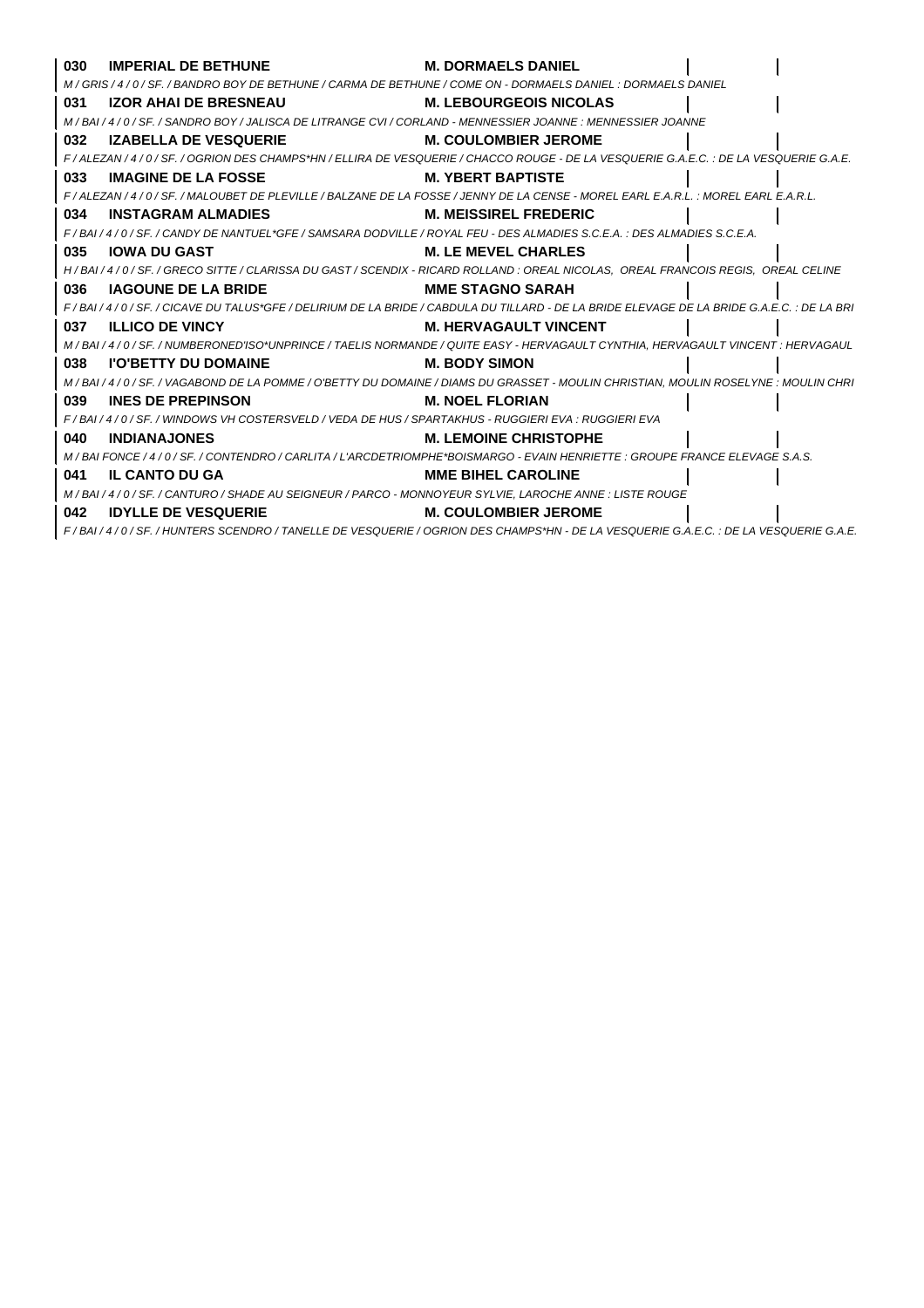**030 IMPERIAL DE BETHUNE** **M. DORMAELS DANIEL**

*M / GRIS / 4 / 0 / SF. / BANDRO BOY DE BETHUNE / CARMA DE BETHUNE / COME ON - DORMAELS DANIEL : DORMAELS DANIEL*

**031 IZOR AHAI DE BRESNEAU** **M. LEBOURGEOIS NICOLAS**

*M / BAI / 4 / 0 / SF. / SANDRO BOY / JALISCA DE LITRANGE CVI / CORLAND - MENNESSIER JOANNE : MENNESSIER JOANNE*

**032 IZABELLA DE VESQUERIE** **M. COULOMBIER JEROME**

*F / ALEZAN / 4 / 0 / SF. / OGRION DES CHAMPS*HN / ELLIRA DE VESQUERIE / CHACCO ROUGE - DE LA VESQUERIE G.A.E.C. : DE LA VESQUERIE G.A.E.*

**033 IMAGINE DE LA FOSSE** **M. YBERT BAPTISTE**

*F / ALEZAN / 4 / 0 / SF. / MALOUBET DE PLEVILLE / BALZANE DE LA FOSSE / JENNY DE LA CENSE - MOREL EARL E.A.R.L. : MOREL EARL E.A.R.L.*

**034 INSTAGRAM ALMADIES** **M. MEISSIREL FREDERIC**

*F / BAI / 4 / 0 / SF. / CANDY DE NANTUEL*GFE / SAMSARA DODVILLE / ROYAL FEU - DES ALMADIES S.C.E.A. : DES ALMADIES S.C.E.A.*

**035 IOWA DU GAST** **M. LE MEVEL CHARLES**

*H / BAI / 4 / 0 / SF. / GRECO SITTE / CLARISSA DU GAST / SCENDIX - RICARD ROLLAND : OREAL NICOLAS, OREAL FRANCOIS REGIS, OREAL CELINE*

**036 IAGOUNE DE LA BRIDE** **MME STAGNO SARAH**

*F / BAI / 4 / 0 / SF. / CICAVE DU TALUS*GFE / DELIRIUM DE LA BRIDE / CABDULA DU TILLARD - DE LA BRIDE ELEVAGE DE LA BRIDE G.A.E.C. : DE LA BRI*

**037 ILLICO DE VINCY** **M. HERVAGAULT VINCENT**

*M / BAI / 4 / 0 / SF. / NUMBERONED'ISO*UNPRINCE / TAELIS NORMANDE / QUITE EASY - HERVAGAULT CYNTHIA, HERVAGAULT VINCENT : HERVAGAUL*

**038 I'O'BETTY DU DOMAINE** **M. BODY SIMON**

*M / BAI / 4 / 0 / SF. / VAGABOND DE LA POMME / O'BETTY DU DOMAINE / DIAMS DU GRASSET - MOULIN CHRISTIAN, MOULIN ROSELYNE : MOULIN CHRI*

**039 INES DE PREPINSON** **M. NOEL FLORIAN**

*F / BAI / 4 / 0 / SF. / WINDOWS VH COSTERSVELD / VEDA DE HUS / SPARTAKHUS - RUGGIERI EVA : RUGGIERI EVA*

**040 INDIANAJONES** **M. LEMOINE CHRISTOPHE**

*M / BAI FONCE / 4 / 0 / SF. / CONTENDRO / CARLITA / L'ARCDETRIOMPHE*BOISMARGO - EVAIN HENRIETTE : GROUPE FRANCE ELEVAGE S.A.S.*

**041 IL CANTO DU GA** **MME BIHEL CAROLINE**

*M / BAI / 4 / 0 / SF. / CANTURO / SHADE AU SEIGNEUR / PARCO - MONNOYEUR SYLVIE, LAROCHE ANNE : LISTE ROUGE*

**042 IDYLLE DE VESQUERIE** **M. COULOMBIER JEROME**

*F / BAI / 4 / 0 / SF. / HUNTERS SCENDRO / TANELLE DE VESQUERIE / OGRION DES CHAMPS*HN - DE LA VESQUERIE G.A.E.C. : DE LA VESQUERIE G.A.E.*